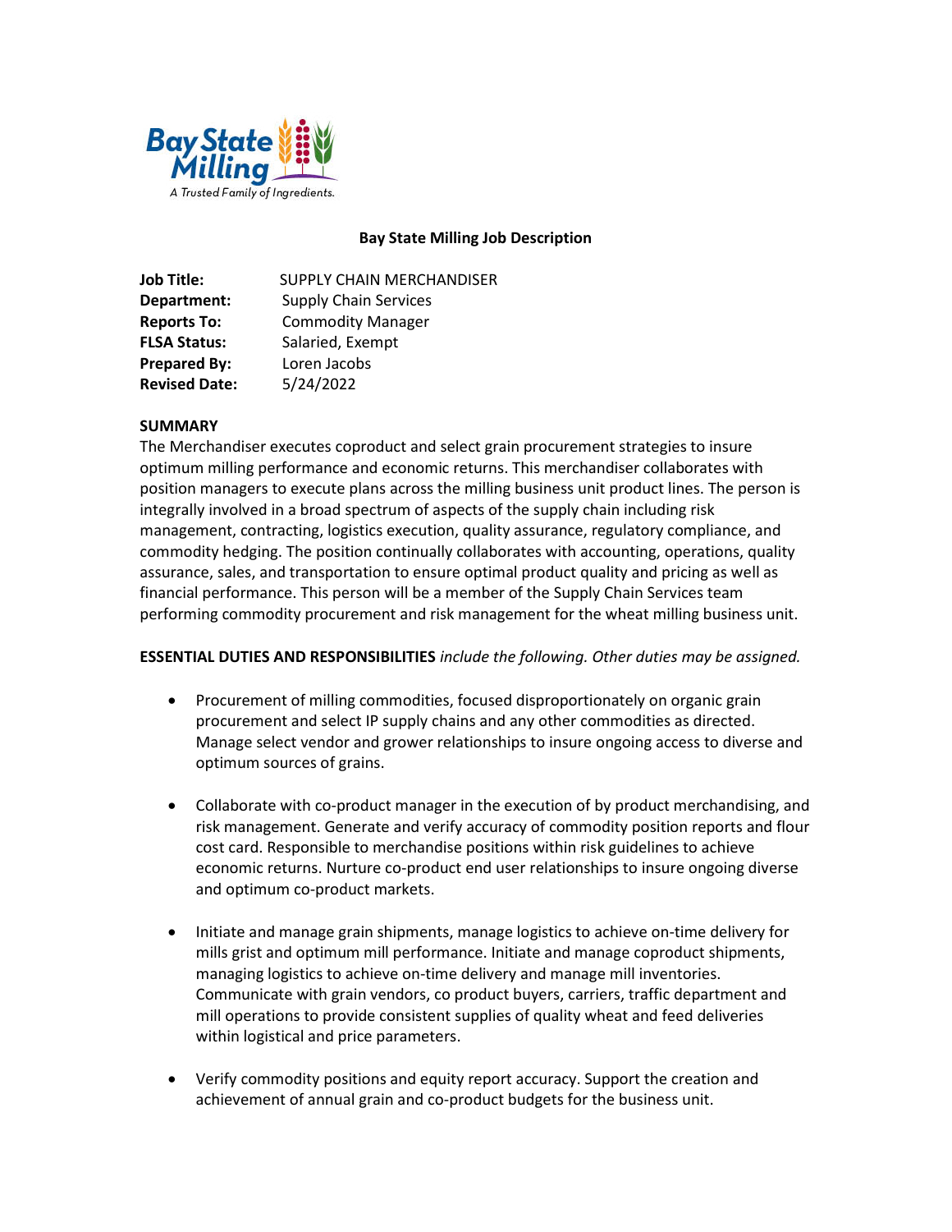Bay State Milling

A Trusted Family of Ingredients.

## Bay State Milling Job Description

**Job Title:** SUPPLY CHAIN MERCHANDISER
**Department:** Supply Chain Services
**Reports To:** Commodity Manager
**FLSA Status:** Salaried, Exempt
**Prepared By:** Loren Jacobs
**Revised Date:** 5/24/2022

### SUMMARY

The Merchandiser executes coproduct and select grain procurement strategies to insure optimum milling performance and economic returns. This merchandiser collaborates with position managers to execute plans across the milling business unit product lines. The person is integrally involved in a broad spectrum of aspects of the supply chain including risk management, contracting, logistics execution, quality assurance, regulatory compliance, and commodity hedging. The position continually collaborates with accounting, operations, quality assurance, sales, and transportation to ensure optimal product quality and pricing as well as financial performance. This person will be a member of the Supply Chain Services team performing commodity procurement and risk management for the wheat milling business unit.

**ESSENTIAL DUTIES AND RESPONSIBILITIES** *include the following. Other duties may be assigned.*

- Procurement of milling commodities, focused disproportionately on organic grain procurement and select IP supply chains and any other commodities as directed. Manage select vendor and grower relationships to insure ongoing access to diverse and optimum sources of grains.

- Collaborate with co-product manager in the execution of by product merchandising, and risk management. Generate and verify accuracy of commodity position reports and flour cost card. Responsible to merchandise positions within risk guidelines to achieve economic returns. Nurture co-product end user relationships to insure ongoing diverse and optimum co-product markets.

- Initiate and manage grain shipments, manage logistics to achieve on-time delivery for mills grist and optimum mill performance. Initiate and manage coproduct shipments, managing logistics to achieve on-time delivery and manage mill inventories. Communicate with grain vendors, co product buyers, carriers, traffic department and mill operations to provide consistent supplies of quality wheat and feed deliveries within logistical and price parameters.

- Verify commodity positions and equity report accuracy. Support the creation and achievement of annual grain and co-product budgets for the business unit.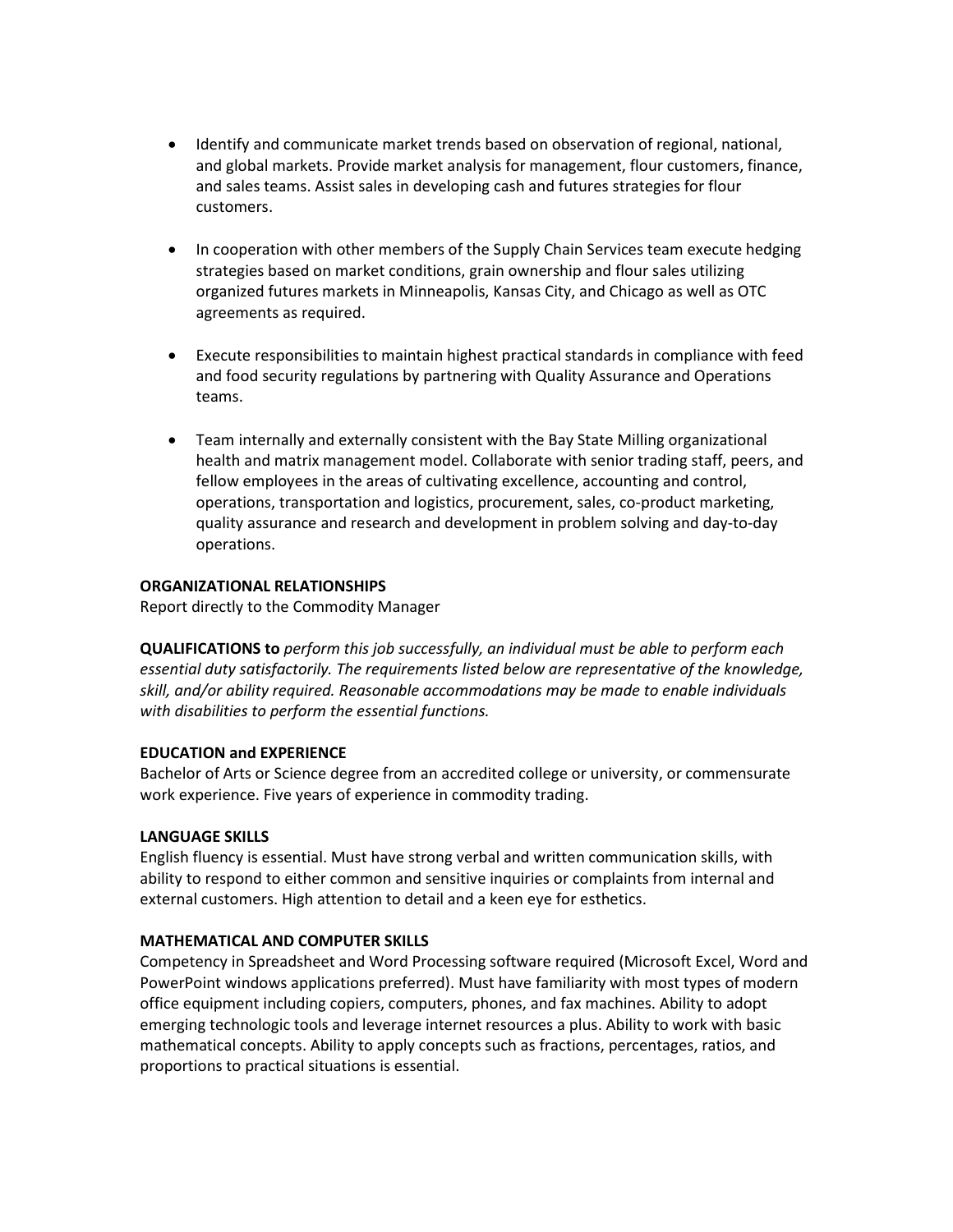- Identify and communicate market trends based on observation of regional, national, and global markets. Provide market analysis for management, flour customers, finance, and sales teams. Assist sales in developing cash and futures strategies for flour customers.

- In cooperation with other members of the Supply Chain Services team execute hedging strategies based on market conditions, grain ownership and flour sales utilizing organized futures markets in Minneapolis, Kansas City, and Chicago as well as OTC agreements as required.

- Execute responsibilities to maintain highest practical standards in compliance with feed and food security regulations by partnering with Quality Assurance and Operations teams.

- Team internally and externally consistent with the Bay State Milling organizational health and matrix management model. Collaborate with senior trading staff, peers, and fellow employees in the areas of cultivating excellence, accounting and control, operations, transportation and logistics, procurement, sales, co-product marketing, quality assurance and research and development in problem solving and day-to-day operations.

**ORGANIZATIONAL RELATIONSHIPS**
Report directly to the Commodity Manager

**QUALIFICATIONS to** *perform this job successfully, an individual must be able to perform each essential duty satisfactorily. The requirements listed below are representative of the knowledge, skill, and/or ability required. Reasonable accommodations may be made to enable individuals with disabilities to perform the essential functions.*

**EDUCATION and EXPERIENCE**
Bachelor of Arts or Science degree from an accredited college or university, or commensurate work experience. Five years of experience in commodity trading.

**LANGUAGE SKILLS**
English fluency is essential. Must have strong verbal and written communication skills, with ability to respond to either common and sensitive inquiries or complaints from internal and external customers. High attention to detail and a keen eye for esthetics.

**MATHEMATICAL AND COMPUTER SKILLS**
Competency in Spreadsheet and Word Processing software required (Microsoft Excel, Word and PowerPoint windows applications preferred). Must have familiarity with most types of modern office equipment including copiers, computers, phones, and fax machines. Ability to adopt emerging technologic tools and leverage internet resources a plus. Ability to work with basic mathematical concepts. Ability to apply concepts such as fractions, percentages, ratios, and proportions to practical situations is essential.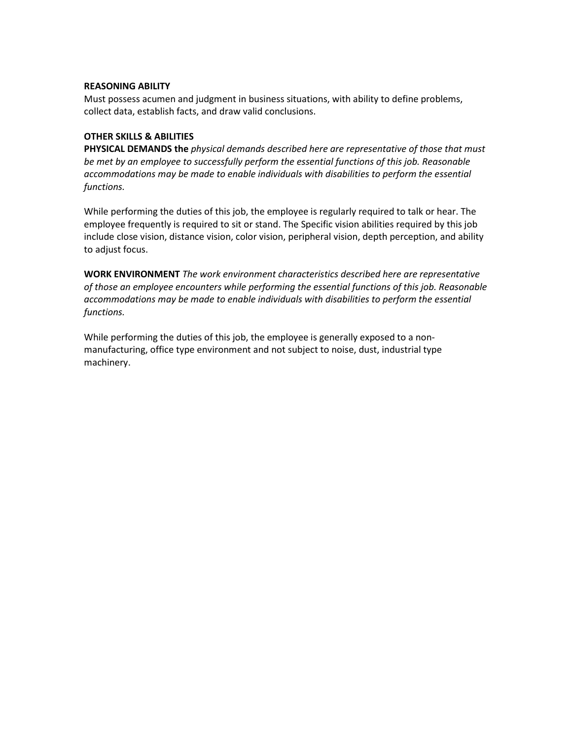**REASONING ABILITY**
Must possess acumen and judgment in business situations, with ability to define problems, collect data, establish facts, and draw valid conclusions.

**OTHER SKILLS & ABILITIES**
**PHYSICAL DEMANDS the** *physical demands described here are representative of those that must be met by an employee to successfully perform the essential functions of this job. Reasonable accommodations may be made to enable individuals with disabilities to perform the essential functions.*

While performing the duties of this job, the employee is regularly required to talk or hear. The employee frequently is required to sit or stand. The Specific vision abilities required by this job include close vision, distance vision, color vision, peripheral vision, depth perception, and ability to adjust focus.

**WORK ENVIRONMENT** *The work environment characteristics described here are representative of those an employee encounters while performing the essential functions of this job. Reasonable accommodations may be made to enable individuals with disabilities to perform the essential functions.*

While performing the duties of this job, the employee is generally exposed to a non-manufacturing, office type environment and not subject to noise, dust, industrial type machinery.